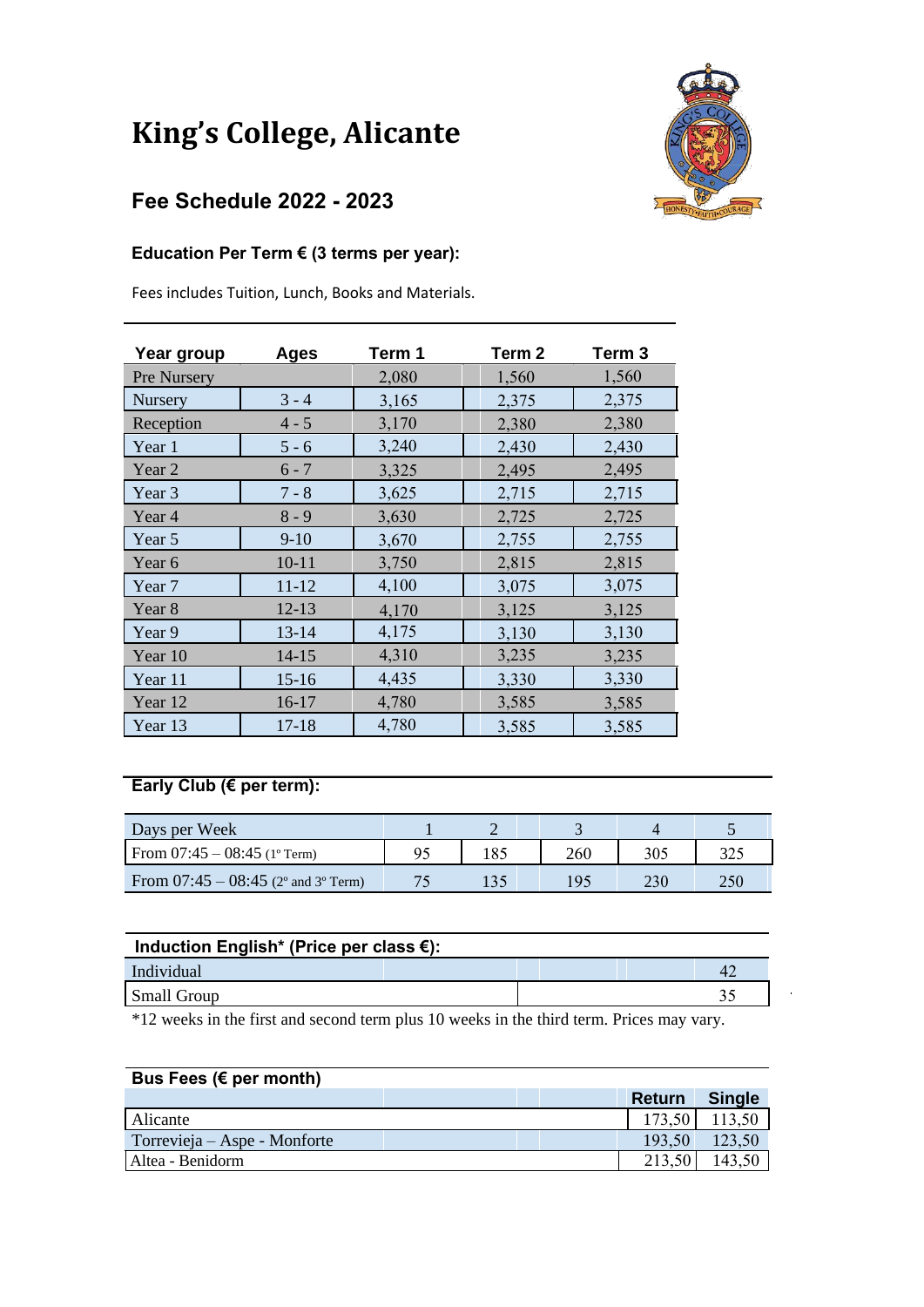# King's College, Alicante

## Fee Schedule 2022 - 2023

### Education Per Term € (3 terms per year):

Fees includes Tuition, Lunch, Books and Materials.

| Year group | Ages | Term 1 | Term 2 | Term 3 |
|---|---|---|---|---|
| Pre Nursery | | 2,080 | 1,560 | 1,560 |
| Nursery | 3 - 4 | 3,165 | 2,375 | 2,375 |
| Reception | 4 - 5 | 3,170 | 2,380 | 2,380 |
| Year 1 | 5 - 6 | 3,240 | 2,430 | 2,430 |
| Year 2 | 6 - 7 | 3,325 | 2,495 | 2,495 |
| Year 3 | 7 - 8 | 3,625 | 2,715 | 2,715 |
| Year 4 | 8 - 9 | 3,630 | 2,725 | 2,725 |
| Year 5 | 9-10 | 3,670 | 2,755 | 2,755 |
| Year 6 | 10-11 | 3,750 | 2,815 | 2,815 |
| Year 7 | 11-12 | 4,100 | 3,075 | 3,075 |
| Year 8 | 12-13 | 4,170 | 3,125 | 3,125 |
| Year 9 | 13-14 | 4,175 | 3,130 | 3,130 |
| Year 10 | 14-15 | 4,310 | 3,235 | 3,235 |
| Year 11 | 15-16 | 4,435 | 3,330 | 3,330 |
| Year 12 | 16-17 | 4,780 | 3,585 | 3,585 |
| Year 13 | 17-18 | 4,780 | 3,585 | 3,585 |

### Early Club (€ per term):

| Days per Week | 1 | 2 | 3 | 4 | 5 |
|---|---|---|---|---|---|
| From 07:45 – 08:45 (1º Term) | 95 | 185 | 260 | 305 | 325 |
| From 07:45 – 08:45 (2º and 3º Term) | 75 | 135 | 195 | 230 | 250 |

### Induction English* (Price per class €):

| | |
|---|---|
| Individual | 42 |
| Small Group | 35 |

*12 weeks in the first and second term plus 10 weeks in the third term. Prices may vary.

### Bus Fees (€ per month)

| | Return | Single |
|---|---|---|
| Alicante | 173,50 | 113,50 |
| Torrevieja – Aspe - Monforte | 193,50 | 123,50 |
| Altea - Benidorm | 213,50 | 143,50 |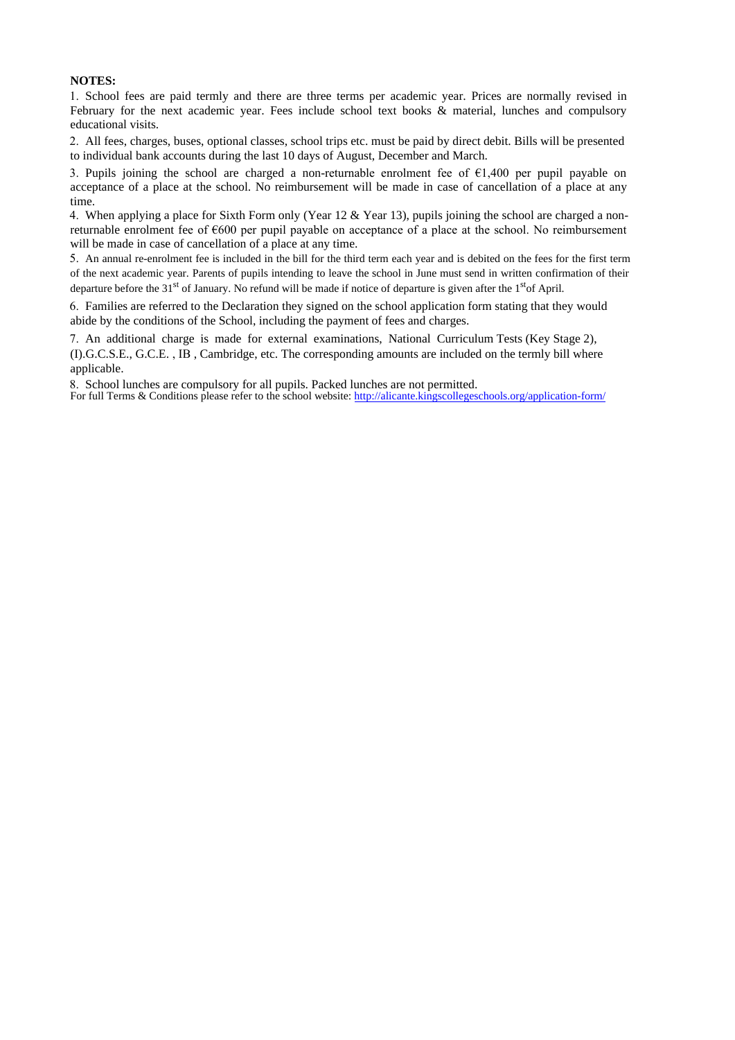**NOTES:**

1. School fees are paid termly and there are three terms per academic year. Prices are normally revised in February for the next academic year. Fees include school text books & material, lunches and compulsory educational visits.

2. All fees, charges, buses, optional classes, school trips etc. must be paid by direct debit. Bills will be presented to individual bank accounts during the last 10 days of August, December and March.

3. Pupils joining the school are charged a non-returnable enrolment fee of €1,400 per pupil payable on acceptance of a place at the school. No reimbursement will be made in case of cancellation of a place at any time.

4. When applying a place for Sixth Form only (Year 12 & Year 13), pupils joining the school are charged a non-returnable enrolment fee of €600 per pupil payable on acceptance of a place at the school. No reimbursement will be made in case of cancellation of a place at any time.

5. An annual re-enrolment fee is included in the bill for the third term each year and is debited on the fees for the first term of the next academic year. Parents of pupils intending to leave the school in June must send in written confirmation of their departure before the 31st of January. No refund will be made if notice of departure is given after the 1st of April.

6. Families are referred to the Declaration they signed on the school application form stating that they would abide by the conditions of the School, including the payment of fees and charges.

7. An additional charge is made for external examinations, National Curriculum Tests (Key Stage 2), (I).G.C.S.E., G.C.E. , IB , Cambridge, etc. The corresponding amounts are included on the termly bill where applicable.

8. School lunches are compulsory for all pupils. Packed lunches are not permitted.

For full Terms & Conditions please refer to the school website: http://alicante.kingscollegeschools.org/application-form/